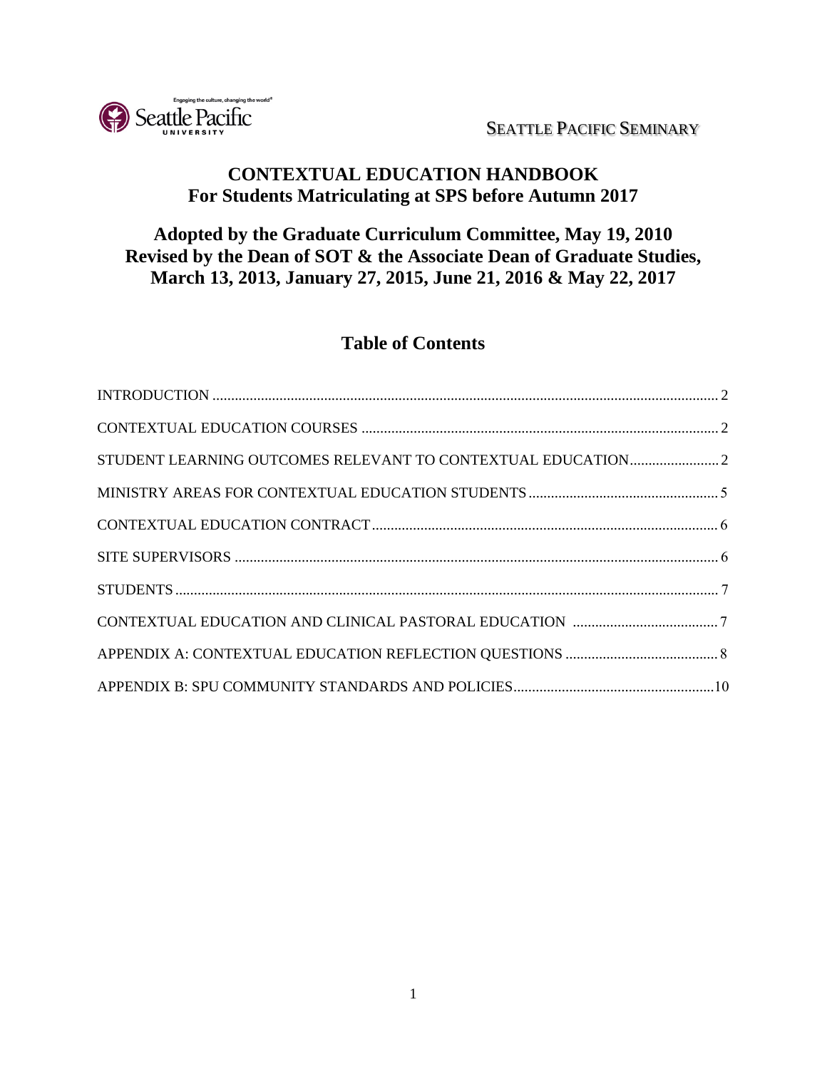SEATTLE PACIFIC SEMINARY

# CONTEXTUAL EDUCATION HANDBOOK
## For Students Matriculating at SPS before Autumn 2017

## Adopted by the Graduate Curriculum Committee, May 19, 2010
## Revised by the Dean of SOT & the Associate Dean of Graduate Studies, March 13, 2013, January 27, 2015, June 21, 2016 & May 22, 2017

## Table of Contents

INTRODUCTION ........ 2

CONTEXTUAL EDUCATION COURSES ........ 2

STUDENT LEARNING OUTCOMES RELEVANT TO CONTEXTUAL EDUCATION ........ 2

MINISTRY AREAS FOR CONTEXTUAL EDUCATION STUDENTS ........ 5

CONTEXTUAL EDUCATION CONTRACT ........ 6

SITE SUPERVISORS ........ 6

STUDENTS ........ 7

CONTEXTUAL EDUCATION AND CLINICAL PASTORAL EDUCATION ........ 7

APPENDIX A: CONTEXTUAL EDUCATION REFLECTION QUESTIONS ........ 8

APPENDIX B: SPU COMMUNITY STANDARDS AND POLICIES ........ 10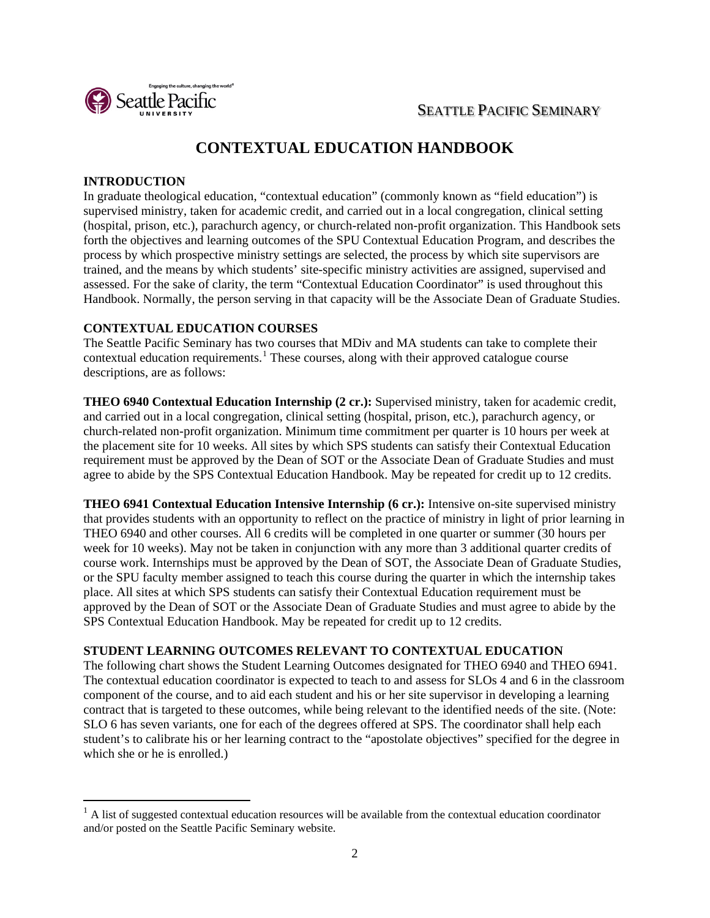SEATTLE PACIFIC SEMINARY

# CONTEXTUAL EDUCATION HANDBOOK

## INTRODUCTION

In graduate theological education, "contextual education" (commonly known as "field education") is supervised ministry, taken for academic credit, and carried out in a local congregation, clinical setting (hospital, prison, etc.), parachurch agency, or church-related non-profit organization. This Handbook sets forth the objectives and learning outcomes of the SPU Contextual Education Program, and describes the process by which prospective ministry settings are selected, the process by which site supervisors are trained, and the means by which students' site-specific ministry activities are assigned, supervised and assessed. For the sake of clarity, the term "Contextual Education Coordinator" is used throughout this Handbook. Normally, the person serving in that capacity will be the Associate Dean of Graduate Studies.

## CONTEXTUAL EDUCATION COURSES

The Seattle Pacific Seminary has two courses that MDiv and MA students can take to complete their contextual education requirements.[1] These courses, along with their approved catalogue course descriptions, are as follows:

**THEO 6940 Contextual Education Internship (2 cr.):** Supervised ministry, taken for academic credit, and carried out in a local congregation, clinical setting (hospital, prison, etc.), parachurch agency, or church-related non-profit organization. Minimum time commitment per quarter is 10 hours per week at the placement site for 10 weeks. All sites by which SPS students can satisfy their Contextual Education requirement must be approved by the Dean of SOT or the Associate Dean of Graduate Studies and must agree to abide by the SPS Contextual Education Handbook. May be repeated for credit up to 12 credits.

**THEO 6941 Contextual Education Intensive Internship (6 cr.):** Intensive on-site supervised ministry that provides students with an opportunity to reflect on the practice of ministry in light of prior learning in THEO 6940 and other courses. All 6 credits will be completed in one quarter or summer (30 hours per week for 10 weeks). May not be taken in conjunction with any more than 3 additional quarter credits of course work. Internships must be approved by the Dean of SOT, the Associate Dean of Graduate Studies, or the SPU faculty member assigned to teach this course during the quarter in which the internship takes place. All sites at which SPS students can satisfy their Contextual Education requirement must be approved by the Dean of SOT or the Associate Dean of Graduate Studies and must agree to abide by the SPS Contextual Education Handbook. May be repeated for credit up to 12 credits.

## STUDENT LEARNING OUTCOMES RELEVANT TO CONTEXTUAL EDUCATION

The following chart shows the Student Learning Outcomes designated for THEO 6940 and THEO 6941. The contextual education coordinator is expected to teach to and assess for SLOs 4 and 6 in the classroom component of the course, and to aid each student and his or her site supervisor in developing a learning contract that is targeted to these outcomes, while being relevant to the identified needs of the site. (Note: SLO 6 has seven variants, one for each of the degrees offered at SPS. The coordinator shall help each student's to calibrate his or her learning contract to the "apostolate objectives" specified for the degree in which she or he is enrolled.)

[1] A list of suggested contextual education resources will be available from the contextual education coordinator and/or posted on the Seattle Pacific Seminary website.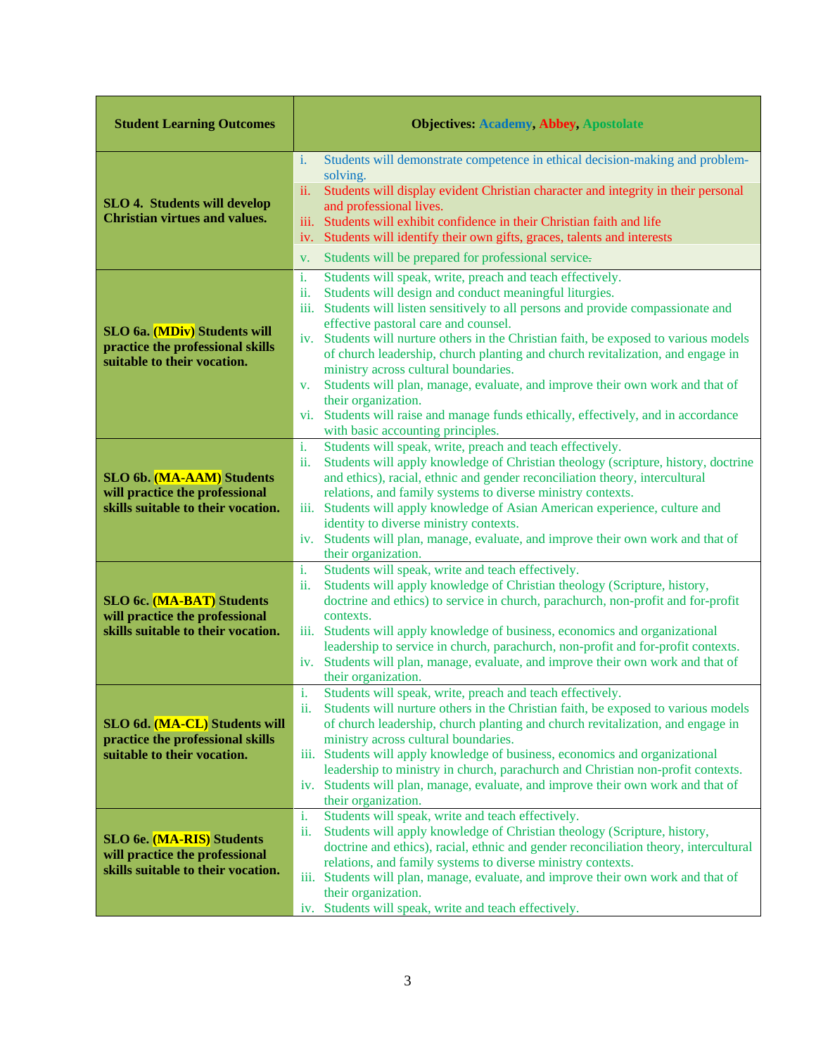| Student Learning Outcomes | Objectives: Academy, Abbey, Apostolate |
|---|---|
| **SLO 4. Students will develop Christian virtues and values.** | i. Students will demonstrate competence in ethical decision-making and problem-solving.<br>ii. Students will display evident Christian character and integrity in their personal and professional lives.<br>iii. Students will exhibit confidence in their Christian faith and life<br>iv. Students will identify their own gifts, graces, talents and interests<br>v. Students will be prepared for professional service. |
| **SLO 6a. (MDiv) Students will practice the professional skills suitable to their vocation.** | i. Students will speak, write, preach and teach effectively.<br>ii. Students will design and conduct meaningful liturgies.<br>iii. Students will listen sensitively to all persons and provide compassionate and effective pastoral care and counsel.<br>iv. Students will nurture others in the Christian faith, be exposed to various models of church leadership, church planting and church revitalization, and engage in ministry across cultural boundaries.<br>v. Students will plan, manage, evaluate, and improve their own work and that of their organization.<br>vi. Students will raise and manage funds ethically, effectively, and in accordance with basic accounting principles. |
| **SLO 6b. (MA-AAM) Students will practice the professional skills suitable to their vocation.** | i. Students will speak, write, preach and teach effectively.<br>ii. Students will apply knowledge of Christian theology (scripture, history, doctrine and ethics), racial, ethnic and gender reconciliation theory, intercultural relations, and family systems to diverse ministry contexts.<br>iii. Students will apply knowledge of Asian American experience, culture and identity to diverse ministry contexts.<br>iv. Students will plan, manage, evaluate, and improve their own work and that of their organization. |
| **SLO 6c. (MA-BAT) Students will practice the professional skills suitable to their vocation.** | i. Students will speak, write and teach effectively.<br>ii. Students will apply knowledge of Christian theology (Scripture, history, doctrine and ethics) to service in church, parachurch, non-profit and for-profit contexts.<br>iii. Students will apply knowledge of business, economics and organizational leadership to service in church, parachurch, non-profit and for-profit contexts.<br>iv. Students will plan, manage, evaluate, and improve their own work and that of their organization. |
| **SLO 6d. (MA-CL) Students will practice the professional skills suitable to their vocation.** | i. Students will speak, write, preach and teach effectively.<br>ii. Students will nurture others in the Christian faith, be exposed to various models of church leadership, church planting and church revitalization, and engage in ministry across cultural boundaries.<br>iii. Students will apply knowledge of business, economics and organizational leadership to ministry in church, parachurch and Christian non-profit contexts.<br>iv. Students will plan, manage, evaluate, and improve their own work and that of their organization. |
| **SLO 6e. (MA-RIS) Students will practice the professional skills suitable to their vocation.** | i. Students will speak, write and teach effectively.<br>ii. Students will apply knowledge of Christian theology (Scripture, history, doctrine and ethics), racial, ethnic and gender reconciliation theory, intercultural relations, and family systems to diverse ministry contexts.<br>iii. Students will plan, manage, evaluate, and improve their own work and that of their organization.<br>iv. Students will speak, write and teach effectively. |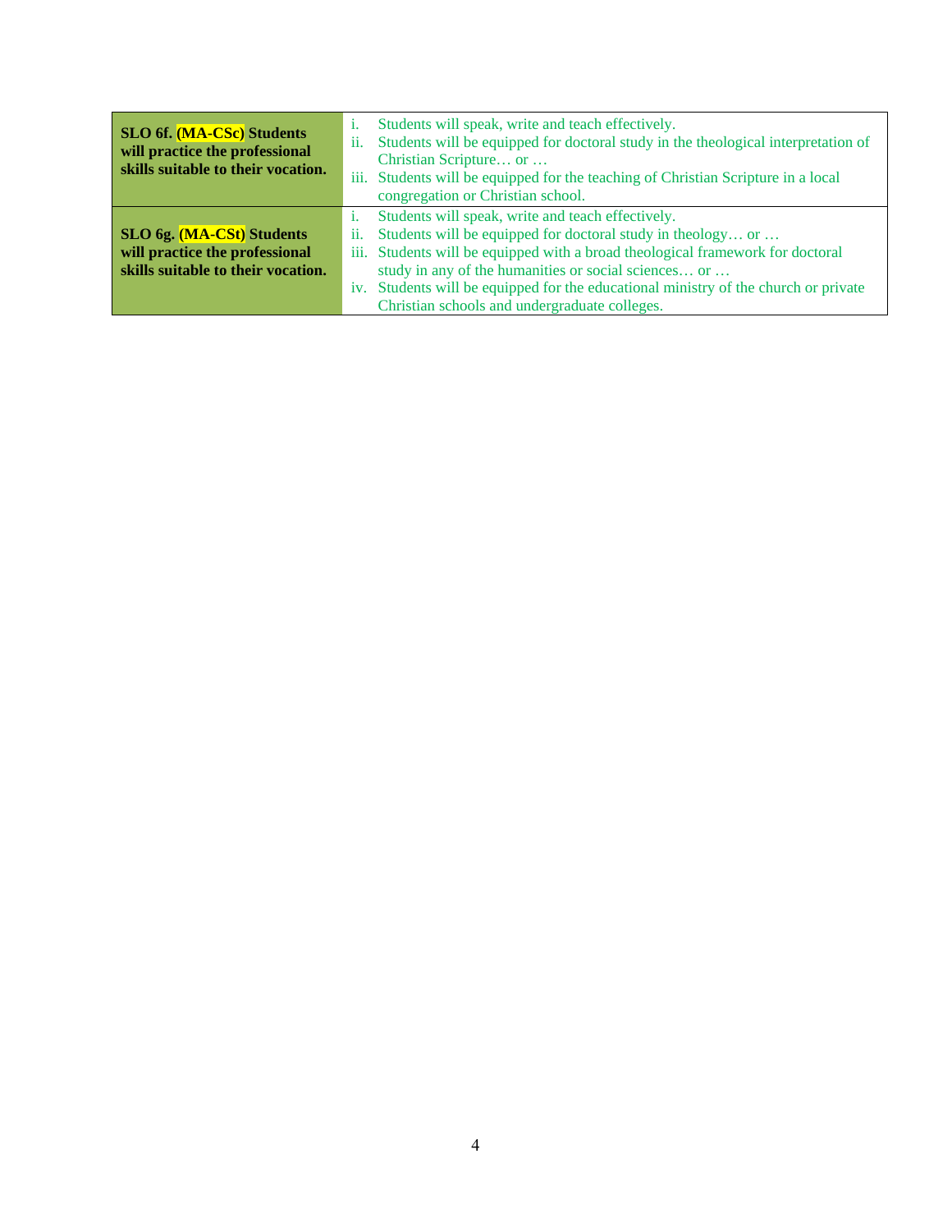| **SLO 6f. (MA-CSc) Students will practice the professional skills suitable to their vocation.** | i. Students will speak, write and teach effectively.<br>ii. Students will be equipped for doctoral study in the theological interpretation of Christian Scripture… or …<br>iii. Students will be equipped for the teaching of Christian Scripture in a local congregation or Christian school. |
|---|---|
| **SLO 6g. (MA-CSt) Students will practice the professional skills suitable to their vocation.** | i. Students will speak, write and teach effectively.<br>ii. Students will be equipped for doctoral study in theology… or …<br>iii. Students will be equipped with a broad theological framework for doctoral study in any of the humanities or social sciences… or …<br>iv. Students will be equipped for the educational ministry of the church or private Christian schools and undergraduate colleges. |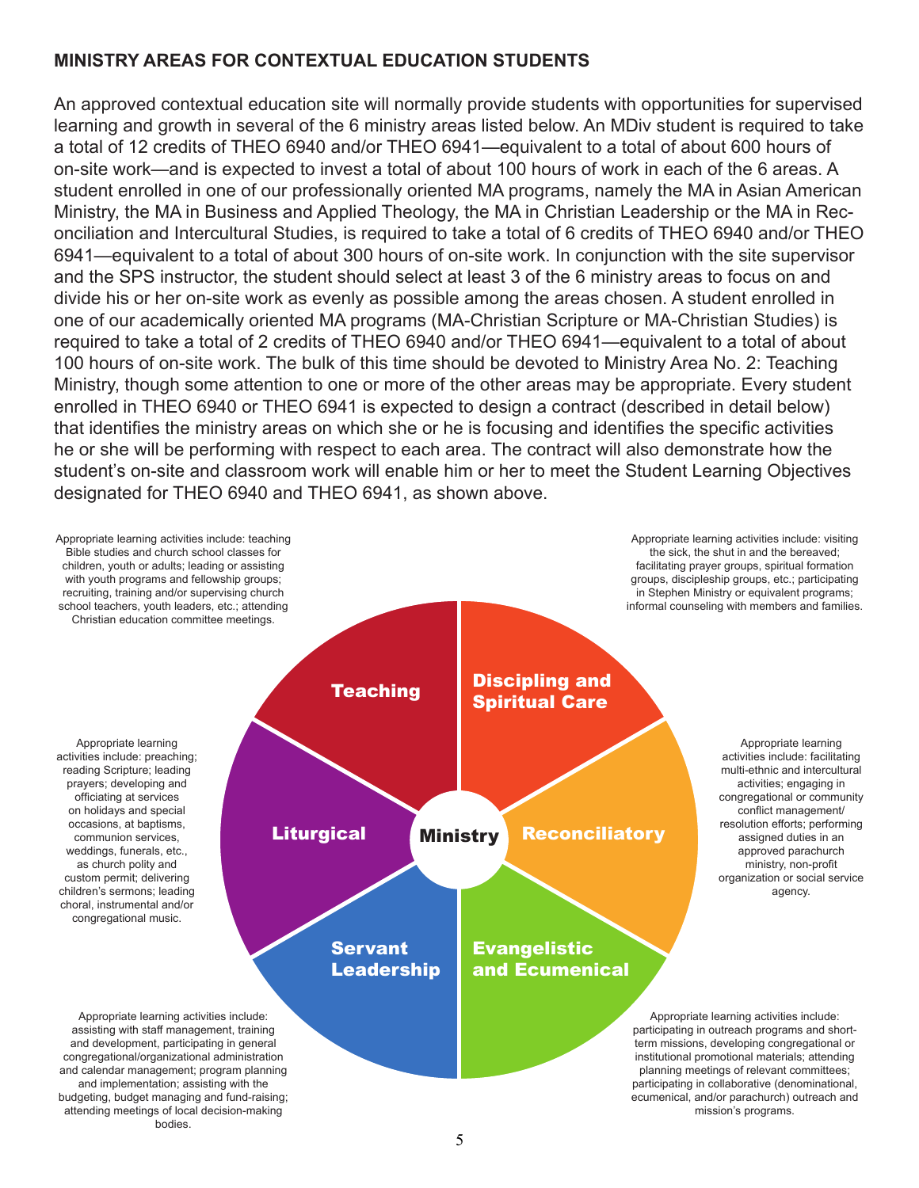## MINISTRY AREAS FOR CONTEXTUAL EDUCATION STUDENTS

An approved contextual education site will normally provide students with opportunities for supervised learning and growth in several of the 6 ministry areas listed below. An MDiv student is required to take a total of 12 credits of THEO 6940 and/or THEO 6941—equivalent to a total of about 600 hours of on-site work—and is expected to invest a total of about 100 hours of work in each of the 6 areas. A student enrolled in one of our professionally oriented MA programs, namely the MA in Asian American Ministry, the MA in Business and Applied Theology, the MA in Christian Leadership or the MA in Reconciliation and Intercultural Studies, is required to take a total of 6 credits of THEO 6940 and/or THEO 6941—equivalent to a total of about 300 hours of on-site work. In conjunction with the site supervisor and the SPS instructor, the student should select at least 3 of the 6 ministry areas to focus on and divide his or her on-site work as evenly as possible among the areas chosen. A student enrolled in one of our academically oriented MA programs (MA-Christian Scripture or MA-Christian Studies) is required to take a total of 2 credits of THEO 6940 and/or THEO 6941—equivalent to a total of about 100 hours of on-site work. The bulk of this time should be devoted to Ministry Area No. 2: Teaching Ministry, though some attention to one or more of the other areas may be appropriate. Every student enrolled in THEO 6940 or THEO 6941 is expected to design a contract (described in detail below) that identifies the ministry areas on which she or he is focusing and identifies the specific activities he or she will be performing with respect to each area. The contract will also demonstrate how the student's on-site and classroom work will enable him or her to meet the Student Learning Objectives designated for THEO 6940 and THEO 6941, as shown above.

**Ministry**

**Teaching**

Appropriate learning activities include: teaching Bible studies and church school classes for children, youth or adults; leading or assisting with youth programs and fellowship groups; recruiting, training and/or supervising church school teachers, youth leaders, etc.; attending Christian education committee meetings.

**Discipling and Spiritual Care**

Appropriate learning activities include: visiting the sick, the shut in and the bereaved; facilitating prayer groups, spiritual formation groups, discipleship groups, etc.; participating in Stephen Ministry or equivalent programs; informal counseling with members and families.

**Liturgical**

Appropriate learning activities include: preaching; reading Scripture; leading prayers; developing and officiating at services on holidays and special occasions, at baptisms, communion services, weddings, funerals, etc., as church polity and custom permit; delivering children's sermons; leading choral, instrumental and/or congregational music.

**Reconciliatory**

Appropriate learning activities include: facilitating multi-ethnic and intercultural activities; engaging in congregational or community conflict management/resolution efforts; performing assigned duties in an approved parachurch ministry, non-profit organization or social service agency.

**Servant Leadership**

Appropriate learning activities include: assisting with staff management, training and development, participating in general congregational/organizational administration and calendar management; program planning and implementation; assisting with the budgeting, budget managing and fund-raising; attending meetings of local decision-making bodies.

**Evangelistic and Ecumenical**

Appropriate learning activities include: participating in outreach programs and short-term missions, developing congregational or institutional promotional materials; attending planning meetings of relevant committees; participating in collaborative (denominational, ecumenical, and/or parachurch) outreach and mission's programs.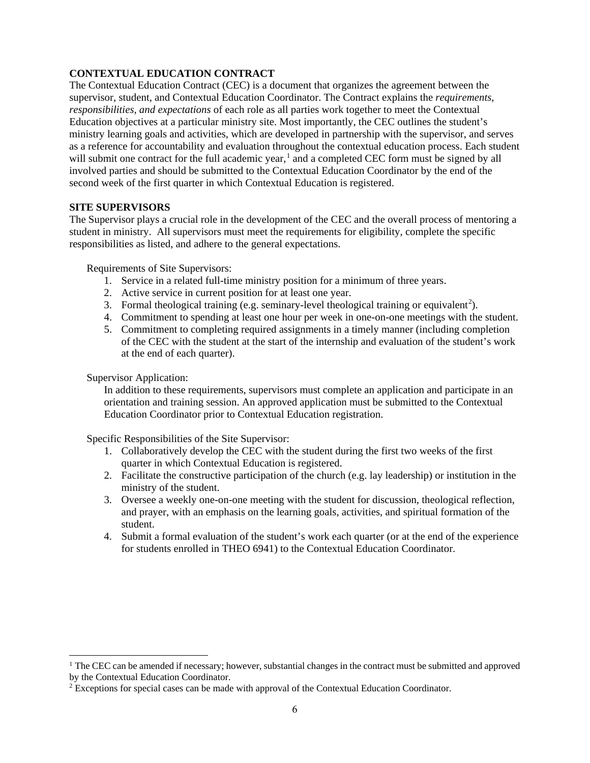## CONTEXTUAL EDUCATION CONTRACT

The Contextual Education Contract (CEC) is a document that organizes the agreement between the supervisor, student, and Contextual Education Coordinator. The Contract explains the *requirements, responsibilities, and expectations* of each role as all parties work together to meet the Contextual Education objectives at a particular ministry site. Most importantly, the CEC outlines the student's ministry learning goals and activities, which are developed in partnership with the supervisor, and serves as a reference for accountability and evaluation throughout the contextual education process. Each student will submit one contract for the full academic year,[1] and a completed CEC form must be signed by all involved parties and should be submitted to the Contextual Education Coordinator by the end of the second week of the first quarter in which Contextual Education is registered.

## SITE SUPERVISORS

The Supervisor plays a crucial role in the development of the CEC and the overall process of mentoring a student in ministry. All supervisors must meet the requirements for eligibility, complete the specific responsibilities as listed, and adhere to the general expectations.

Requirements of Site Supervisors:

1. Service in a related full-time ministry position for a minimum of three years.
2. Active service in current position for at least one year.
3. Formal theological training (e.g. seminary-level theological training or equivalent[2]).
4. Commitment to spending at least one hour per week in one-on-one meetings with the student.
5. Commitment to completing required assignments in a timely manner (including completion of the CEC with the student at the start of the internship and evaluation of the student's work at the end of each quarter).

Supervisor Application:

In addition to these requirements, supervisors must complete an application and participate in an orientation and training session. An approved application must be submitted to the Contextual Education Coordinator prior to Contextual Education registration.

Specific Responsibilities of the Site Supervisor:

1. Collaboratively develop the CEC with the student during the first two weeks of the first quarter in which Contextual Education is registered.
2. Facilitate the constructive participation of the church (e.g. lay leadership) or institution in the ministry of the student.
3. Oversee a weekly one-on-one meeting with the student for discussion, theological reflection, and prayer, with an emphasis on the learning goals, activities, and spiritual formation of the student.
4. Submit a formal evaluation of the student's work each quarter (or at the end of the experience for students enrolled in THEO 6941) to the Contextual Education Coordinator.

---

[1] The CEC can be amended if necessary; however, substantial changes in the contract must be submitted and approved by the Contextual Education Coordinator.

[2] Exceptions for special cases can be made with approval of the Contextual Education Coordinator.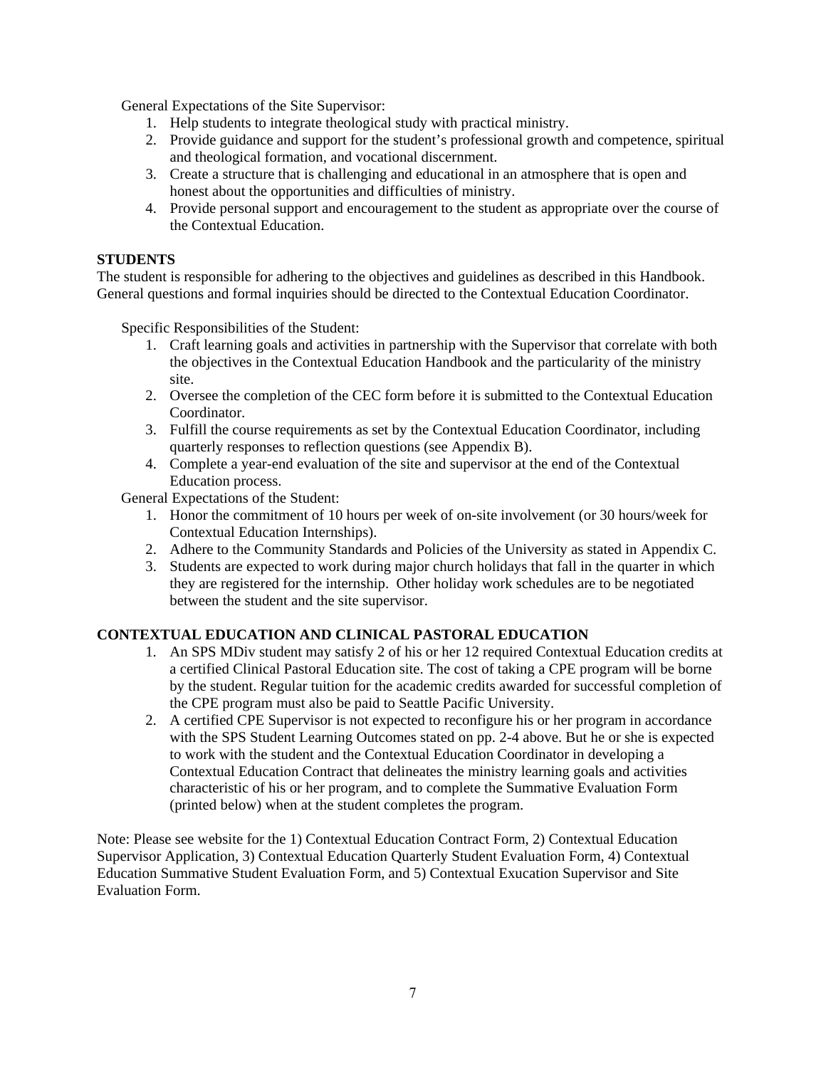General Expectations of the Site Supervisor:

1. Help students to integrate theological study with practical ministry.
2. Provide guidance and support for the student's professional growth and competence, spiritual and theological formation, and vocational discernment.
3. Create a structure that is challenging and educational in an atmosphere that is open and honest about the opportunities and difficulties of ministry.
4. Provide personal support and encouragement to the student as appropriate over the course of the Contextual Education.

**STUDENTS**

The student is responsible for adhering to the objectives and guidelines as described in this Handbook. General questions and formal inquiries should be directed to the Contextual Education Coordinator.

Specific Responsibilities of the Student:

1. Craft learning goals and activities in partnership with the Supervisor that correlate with both the objectives in the Contextual Education Handbook and the particularity of the ministry site.
2. Oversee the completion of the CEC form before it is submitted to the Contextual Education Coordinator.
3. Fulfill the course requirements as set by the Contextual Education Coordinator, including quarterly responses to reflection questions (see Appendix B).
4. Complete a year-end evaluation of the site and supervisor at the end of the Contextual Education process.

General Expectations of the Student:

1. Honor the commitment of 10 hours per week of on-site involvement (or 30 hours/week for Contextual Education Internships).
2. Adhere to the Community Standards and Policies of the University as stated in Appendix C.
3. Students are expected to work during major church holidays that fall in the quarter in which they are registered for the internship. Other holiday work schedules are to be negotiated between the student and the site supervisor.

**CONTEXTUAL EDUCATION AND CLINICAL PASTORAL EDUCATION**

1. An SPS MDiv student may satisfy 2 of his or her 12 required Contextual Education credits at a certified Clinical Pastoral Education site. The cost of taking a CPE program will be borne by the student. Regular tuition for the academic credits awarded for successful completion of the CPE program must also be paid to Seattle Pacific University.
2. A certified CPE Supervisor is not expected to reconfigure his or her program in accordance with the SPS Student Learning Outcomes stated on pp. 2-4 above. But he or she is expected to work with the student and the Contextual Education Coordinator in developing a Contextual Education Contract that delineates the ministry learning goals and activities characteristic of his or her program, and to complete the Summative Evaluation Form (printed below) when at the student completes the program.

Note: Please see website for the 1) Contextual Education Contract Form, 2) Contextual Education Supervisor Application, 3) Contextual Education Quarterly Student Evaluation Form, 4) Contextual Education Summative Student Evaluation Form, and 5) Contextual Exucation Supervisor and Site Evaluation Form.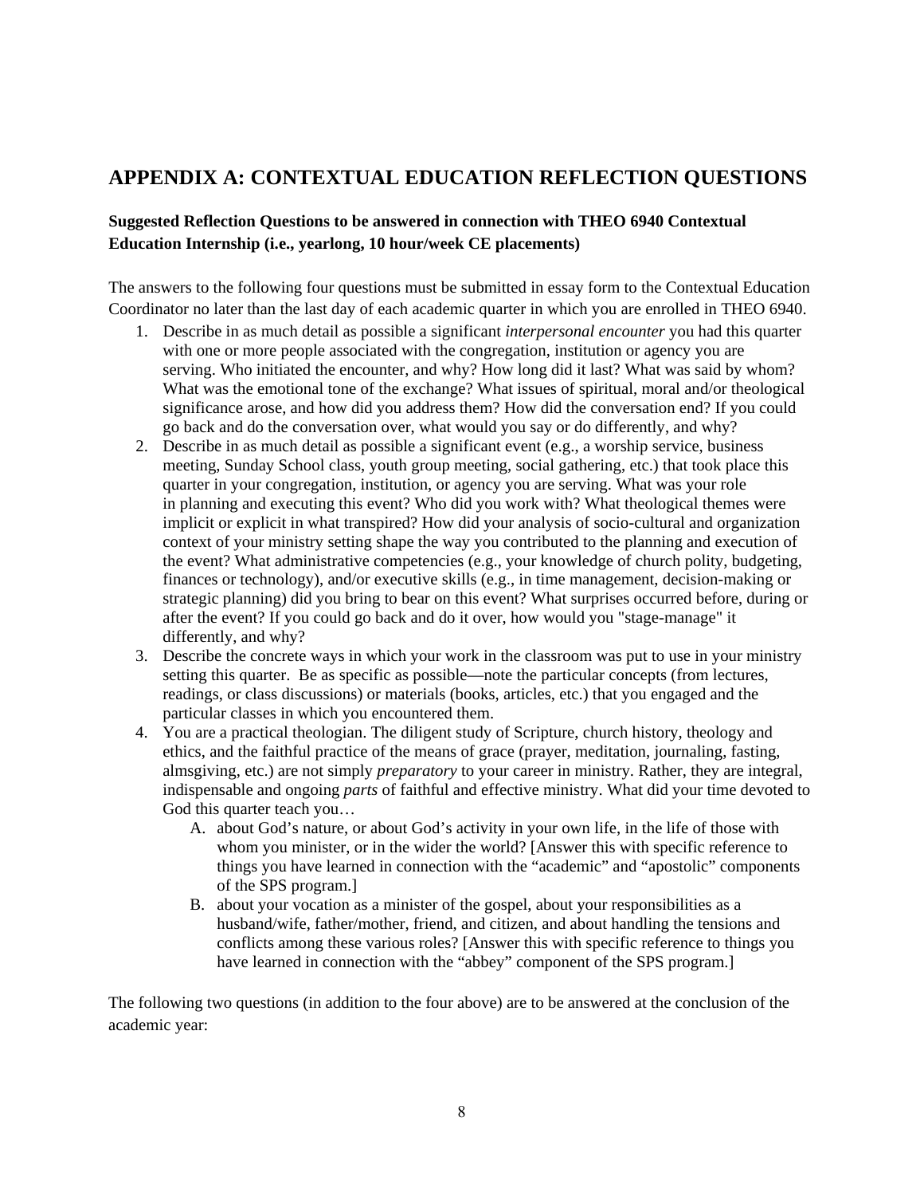## APPENDIX A: CONTEXTUAL EDUCATION REFLECTION QUESTIONS

**Suggested Reflection Questions to be answered in connection with THEO 6940 Contextual Education Internship (i.e., yearlong, 10 hour/week CE placements)**

The answers to the following four questions must be submitted in essay form to the Contextual Education Coordinator no later than the last day of each academic quarter in which you are enrolled in THEO 6940.

1. Describe in as much detail as possible a significant *interpersonal encounter* you had this quarter with one or more people associated with the congregation, institution or agency you are serving. Who initiated the encounter, and why? How long did it last? What was said by whom? What was the emotional tone of the exchange? What issues of spiritual, moral and/or theological significance arose, and how did you address them? How did the conversation end? If you could go back and do the conversation over, what would you say or do differently, and why?
2. Describe in as much detail as possible a significant event (e.g., a worship service, business meeting, Sunday School class, youth group meeting, social gathering, etc.) that took place this quarter in your congregation, institution, or agency you are serving. What was your role in planning and executing this event? Who did you work with? What theological themes were implicit or explicit in what transpired? How did your analysis of socio-cultural and organization context of your ministry setting shape the way you contributed to the planning and execution of the event? What administrative competencies (e.g., your knowledge of church polity, budgeting, finances or technology), and/or executive skills (e.g., in time management, decision-making or strategic planning) did you bring to bear on this event? What surprises occurred before, during or after the event? If you could go back and do it over, how would you "stage-manage" it differently, and why?
3. Describe the concrete ways in which your work in the classroom was put to use in your ministry setting this quarter. Be as specific as possible—note the particular concepts (from lectures, readings, or class discussions) or materials (books, articles, etc.) that you engaged and the particular classes in which you encountered them.
4. You are a practical theologian. The diligent study of Scripture, church history, theology and ethics, and the faithful practice of the means of grace (prayer, meditation, journaling, fasting, almsgiving, etc.) are not simply *preparatory* to your career in ministry. Rather, they are integral, indispensable and ongoing *parts* of faithful and effective ministry. What did your time devoted to God this quarter teach you…
   A. about God's nature, or about God's activity in your own life, in the life of those with whom you minister, or in the wider the world? [Answer this with specific reference to things you have learned in connection with the "academic" and "apostolic" components of the SPS program.]
   B. about your vocation as a minister of the gospel, about your responsibilities as a husband/wife, father/mother, friend, and citizen, and about handling the tensions and conflicts among these various roles? [Answer this with specific reference to things you have learned in connection with the "abbey" component of the SPS program.]

The following two questions (in addition to the four above) are to be answered at the conclusion of the academic year: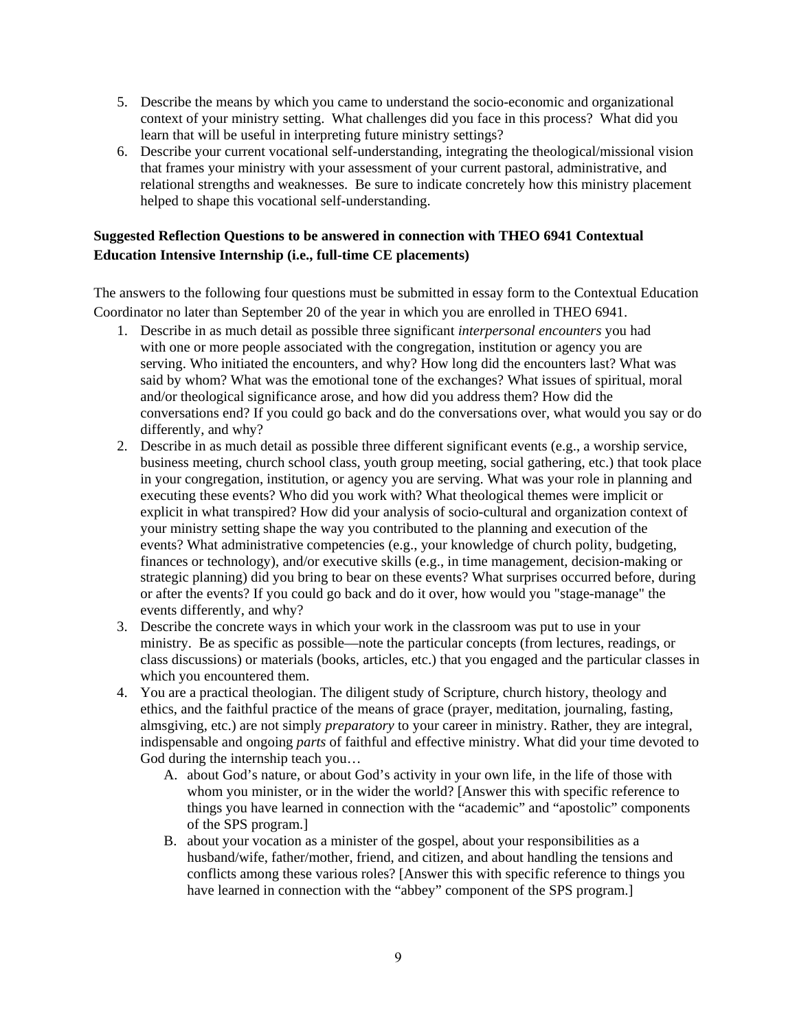5. Describe the means by which you came to understand the socio-economic and organizational context of your ministry setting. What challenges did you face in this process? What did you learn that will be useful in interpreting future ministry settings?
6. Describe your current vocational self-understanding, integrating the theological/missional vision that frames your ministry with your assessment of your current pastoral, administrative, and relational strengths and weaknesses. Be sure to indicate concretely how this ministry placement helped to shape this vocational self-understanding.

**Suggested Reflection Questions to be answered in connection with THEO 6941 Contextual Education Intensive Internship (i.e., full-time CE placements)**

The answers to the following four questions must be submitted in essay form to the Contextual Education Coordinator no later than September 20 of the year in which you are enrolled in THEO 6941.

1. Describe in as much detail as possible three significant *interpersonal encounters* you had with one or more people associated with the congregation, institution or agency you are serving. Who initiated the encounters, and why? How long did the encounters last? What was said by whom? What was the emotional tone of the exchanges? What issues of spiritual, moral and/or theological significance arose, and how did you address them? How did the conversations end? If you could go back and do the conversations over, what would you say or do differently, and why?
2. Describe in as much detail as possible three different significant events (e.g., a worship service, business meeting, church school class, youth group meeting, social gathering, etc.) that took place in your congregation, institution, or agency you are serving. What was your role in planning and executing these events? Who did you work with? What theological themes were implicit or explicit in what transpired? How did your analysis of socio-cultural and organization context of your ministry setting shape the way you contributed to the planning and execution of the events? What administrative competencies (e.g., your knowledge of church polity, budgeting, finances or technology), and/or executive skills (e.g., in time management, decision-making or strategic planning) did you bring to bear on these events? What surprises occurred before, during or after the events? If you could go back and do it over, how would you "stage-manage" the events differently, and why?
3. Describe the concrete ways in which your work in the classroom was put to use in your ministry. Be as specific as possible—note the particular concepts (from lectures, readings, or class discussions) or materials (books, articles, etc.) that you engaged and the particular classes in which you encountered them.
4. You are a practical theologian. The diligent study of Scripture, church history, theology and ethics, and the faithful practice of the means of grace (prayer, meditation, journaling, fasting, almsgiving, etc.) are not simply *preparatory* to your career in ministry. Rather, they are integral, indispensable and ongoing *parts* of faithful and effective ministry. What did your time devoted to God during the internship teach you…
   A. about God's nature, or about God's activity in your own life, in the life of those with whom you minister, or in the wider the world? [Answer this with specific reference to things you have learned in connection with the "academic" and "apostolic" components of the SPS program.]
   B. about your vocation as a minister of the gospel, about your responsibilities as a husband/wife, father/mother, friend, and citizen, and about handling the tensions and conflicts among these various roles? [Answer this with specific reference to things you have learned in connection with the "abbey" component of the SPS program.]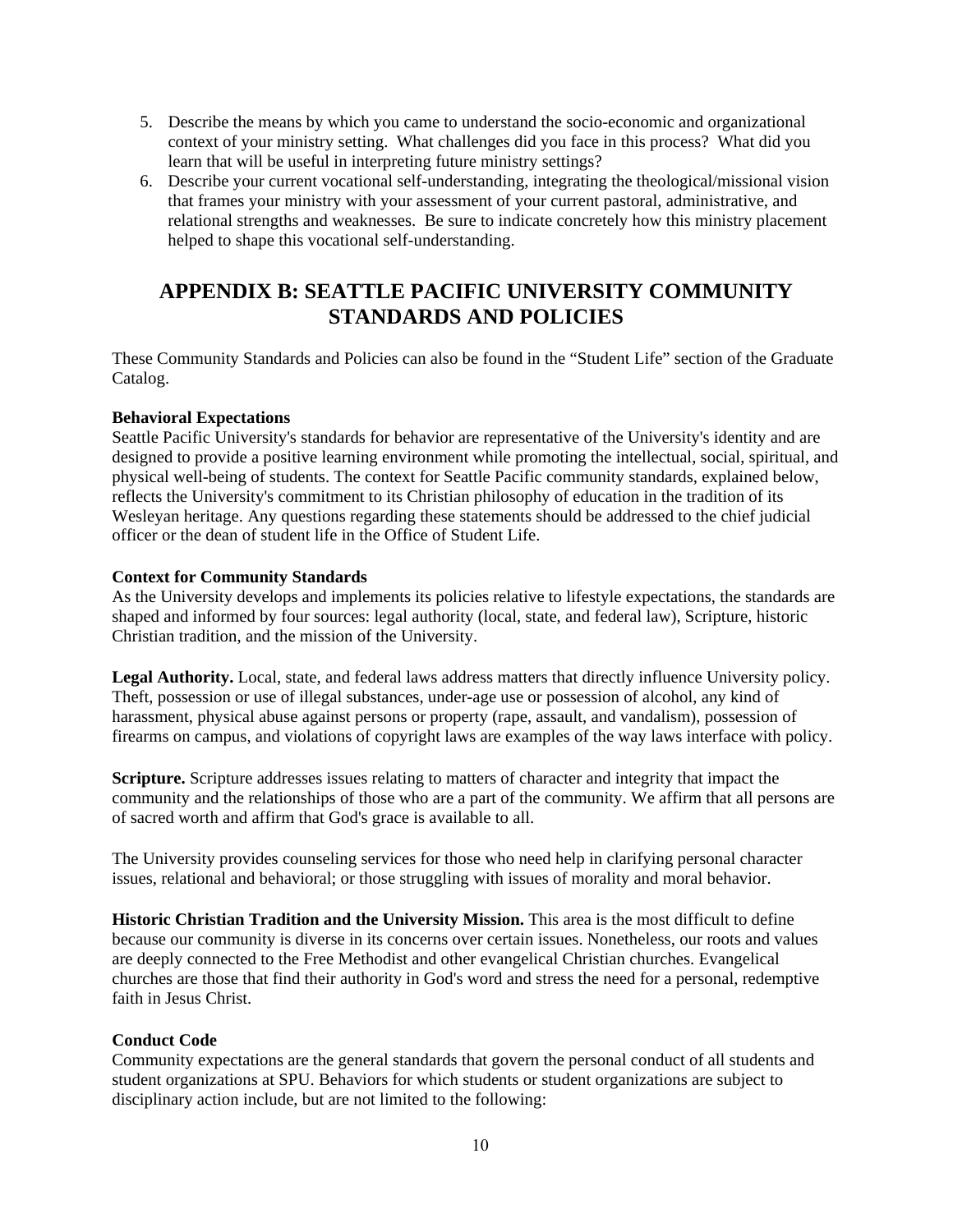5. Describe the means by which you came to understand the socio-economic and organizational context of your ministry setting. What challenges did you face in this process? What did you learn that will be useful in interpreting future ministry settings?
6. Describe your current vocational self-understanding, integrating the theological/missional vision that frames your ministry with your assessment of your current pastoral, administrative, and relational strengths and weaknesses. Be sure to indicate concretely how this ministry placement helped to shape this vocational self-understanding.

# APPENDIX B: SEATTLE PACIFIC UNIVERSITY COMMUNITY STANDARDS AND POLICIES

These Community Standards and Policies can also be found in the "Student Life" section of the Graduate Catalog.

**Behavioral Expectations**
Seattle Pacific University's standards for behavior are representative of the University's identity and are designed to provide a positive learning environment while promoting the intellectual, social, spiritual, and physical well-being of students. The context for Seattle Pacific community standards, explained below, reflects the University's commitment to its Christian philosophy of education in the tradition of its Wesleyan heritage. Any questions regarding these statements should be addressed to the chief judicial officer or the dean of student life in the Office of Student Life.

**Context for Community Standards**
As the University develops and implements its policies relative to lifestyle expectations, the standards are shaped and informed by four sources: legal authority (local, state, and federal law), Scripture, historic Christian tradition, and the mission of the University.

**Legal Authority.** Local, state, and federal laws address matters that directly influence University policy. Theft, possession or use of illegal substances, under-age use or possession of alcohol, any kind of harassment, physical abuse against persons or property (rape, assault, and vandalism), possession of firearms on campus, and violations of copyright laws are examples of the way laws interface with policy.

**Scripture.** Scripture addresses issues relating to matters of character and integrity that impact the community and the relationships of those who are a part of the community. We affirm that all persons are of sacred worth and affirm that God's grace is available to all.

The University provides counseling services for those who need help in clarifying personal character issues, relational and behavioral; or those struggling with issues of morality and moral behavior.

**Historic Christian Tradition and the University Mission.** This area is the most difficult to define because our community is diverse in its concerns over certain issues. Nonetheless, our roots and values are deeply connected to the Free Methodist and other evangelical Christian churches. Evangelical churches are those that find their authority in God's word and stress the need for a personal, redemptive faith in Jesus Christ.

**Conduct Code**
Community expectations are the general standards that govern the personal conduct of all students and student organizations at SPU. Behaviors for which students or student organizations are subject to disciplinary action include, but are not limited to the following: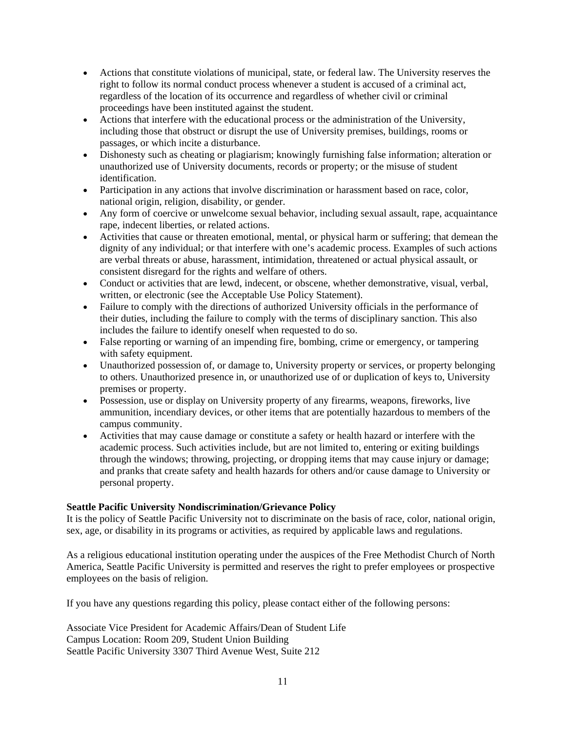- Actions that constitute violations of municipal, state, or federal law. The University reserves the right to follow its normal conduct process whenever a student is accused of a criminal act, regardless of the location of its occurrence and regardless of whether civil or criminal proceedings have been instituted against the student.
- Actions that interfere with the educational process or the administration of the University, including those that obstruct or disrupt the use of University premises, buildings, rooms or passages, or which incite a disturbance.
- Dishonesty such as cheating or plagiarism; knowingly furnishing false information; alteration or unauthorized use of University documents, records or property; or the misuse of student identification.
- Participation in any actions that involve discrimination or harassment based on race, color, national origin, religion, disability, or gender.
- Any form of coercive or unwelcome sexual behavior, including sexual assault, rape, acquaintance rape, indecent liberties, or related actions.
- Activities that cause or threaten emotional, mental, or physical harm or suffering; that demean the dignity of any individual; or that interfere with one's academic process. Examples of such actions are verbal threats or abuse, harassment, intimidation, threatened or actual physical assault, or consistent disregard for the rights and welfare of others.
- Conduct or activities that are lewd, indecent, or obscene, whether demonstrative, visual, verbal, written, or electronic (see the Acceptable Use Policy Statement).
- Failure to comply with the directions of authorized University officials in the performance of their duties, including the failure to comply with the terms of disciplinary sanction. This also includes the failure to identify oneself when requested to do so.
- False reporting or warning of an impending fire, bombing, crime or emergency, or tampering with safety equipment.
- Unauthorized possession of, or damage to, University property or services, or property belonging to others. Unauthorized presence in, or unauthorized use of or duplication of keys to, University premises or property.
- Possession, use or display on University property of any firearms, weapons, fireworks, live ammunition, incendiary devices, or other items that are potentially hazardous to members of the campus community.
- Activities that may cause damage or constitute a safety or health hazard or interfere with the academic process. Such activities include, but are not limited to, entering or exiting buildings through the windows; throwing, projecting, or dropping items that may cause injury or damage; and pranks that create safety and health hazards for others and/or cause damage to University or personal property.

**Seattle Pacific University Nondiscrimination/Grievance Policy**

It is the policy of Seattle Pacific University not to discriminate on the basis of race, color, national origin, sex, age, or disability in its programs or activities, as required by applicable laws and regulations.

As a religious educational institution operating under the auspices of the Free Methodist Church of North America, Seattle Pacific University is permitted and reserves the right to prefer employees or prospective employees on the basis of religion.

If you have any questions regarding this policy, please contact either of the following persons:

Associate Vice President for Academic Affairs/Dean of Student Life
Campus Location: Room 209, Student Union Building
Seattle Pacific University 3307 Third Avenue West, Suite 212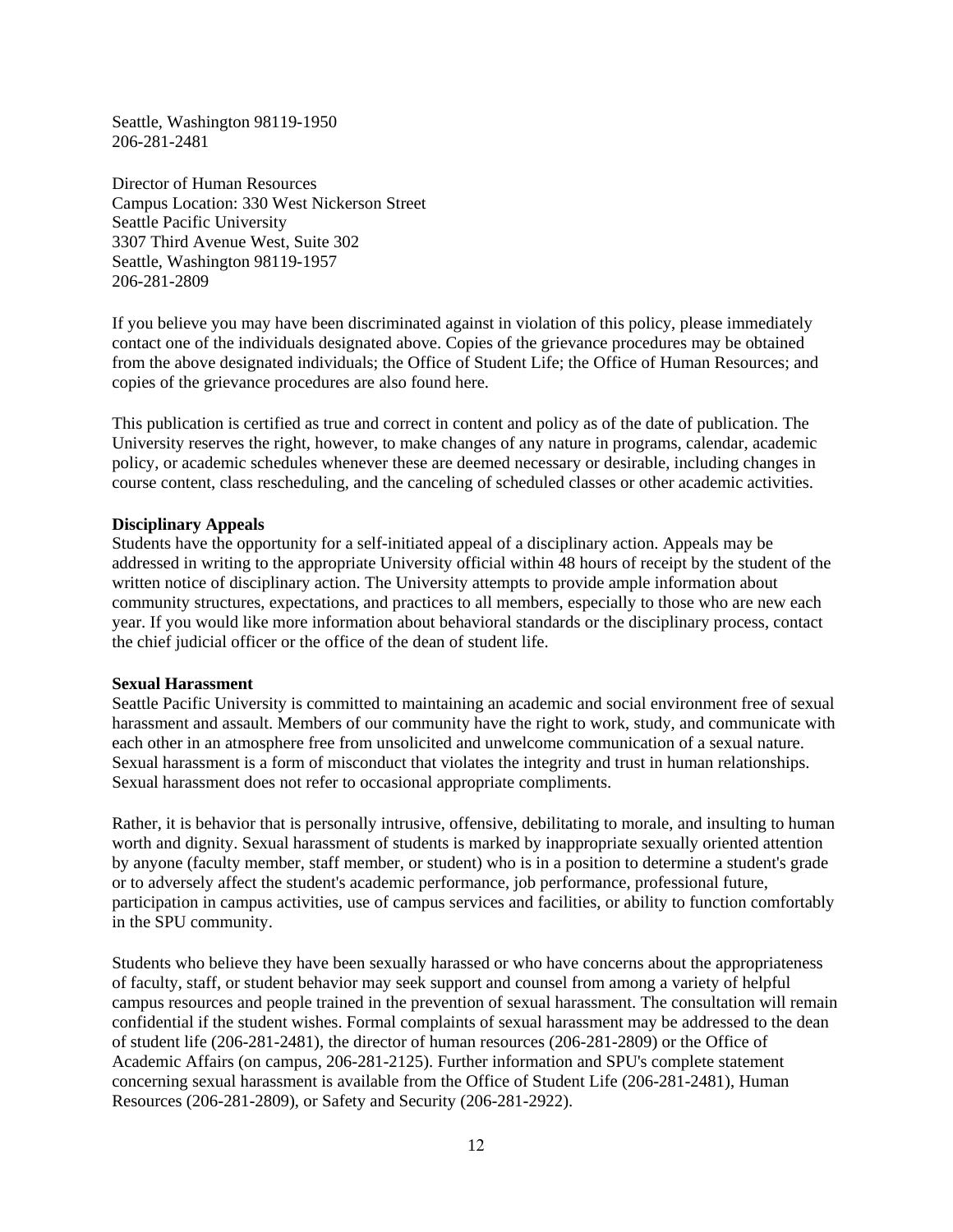Seattle, Washington 98119-1950
206-281-2481

Director of Human Resources
Campus Location: 330 West Nickerson Street
Seattle Pacific University
3307 Third Avenue West, Suite 302
Seattle, Washington 98119-1957
206-281-2809

If you believe you may have been discriminated against in violation of this policy, please immediately contact one of the individuals designated above. Copies of the grievance procedures may be obtained from the above designated individuals; the Office of Student Life; the Office of Human Resources; and copies of the grievance procedures are also found here.

This publication is certified as true and correct in content and policy as of the date of publication. The University reserves the right, however, to make changes of any nature in programs, calendar, academic policy, or academic schedules whenever these are deemed necessary or desirable, including changes in course content, class rescheduling, and the canceling of scheduled classes or other academic activities.

**Disciplinary Appeals**
Students have the opportunity for a self-initiated appeal of a disciplinary action. Appeals may be addressed in writing to the appropriate University official within 48 hours of receipt by the student of the written notice of disciplinary action. The University attempts to provide ample information about community structures, expectations, and practices to all members, especially to those who are new each year. If you would like more information about behavioral standards or the disciplinary process, contact the chief judicial officer or the office of the dean of student life.

**Sexual Harassment**
Seattle Pacific University is committed to maintaining an academic and social environment free of sexual harassment and assault. Members of our community have the right to work, study, and communicate with each other in an atmosphere free from unsolicited and unwelcome communication of a sexual nature. Sexual harassment is a form of misconduct that violates the integrity and trust in human relationships. Sexual harassment does not refer to occasional appropriate compliments.

Rather, it is behavior that is personally intrusive, offensive, debilitating to morale, and insulting to human worth and dignity. Sexual harassment of students is marked by inappropriate sexually oriented attention by anyone (faculty member, staff member, or student) who is in a position to determine a student's grade or to adversely affect the student's academic performance, job performance, professional future, participation in campus activities, use of campus services and facilities, or ability to function comfortably in the SPU community.

Students who believe they have been sexually harassed or who have concerns about the appropriateness of faculty, staff, or student behavior may seek support and counsel from among a variety of helpful campus resources and people trained in the prevention of sexual harassment. The consultation will remain confidential if the student wishes. Formal complaints of sexual harassment may be addressed to the dean of student life (206-281-2481), the director of human resources (206-281-2809) or the Office of Academic Affairs (on campus, 206-281-2125). Further information and SPU's complete statement concerning sexual harassment is available from the Office of Student Life (206-281-2481), Human Resources (206-281-2809), or Safety and Security (206-281-2922).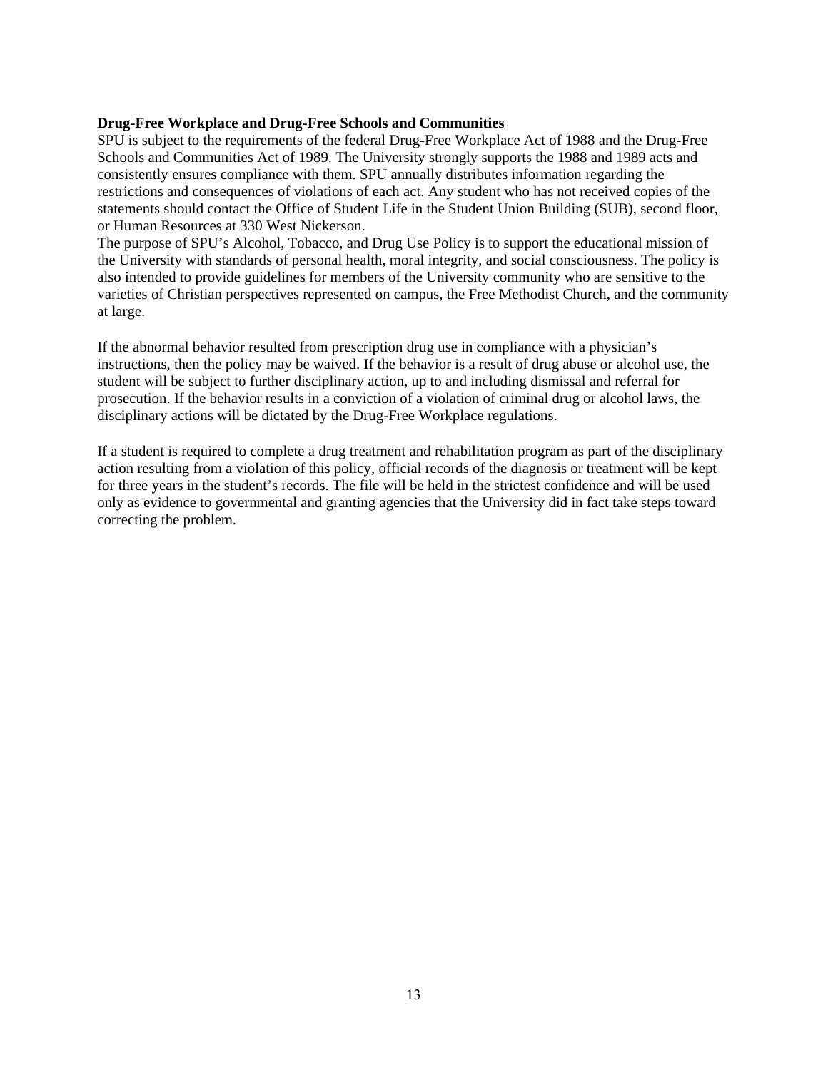**Drug-Free Workplace and Drug-Free Schools and Communities**

SPU is subject to the requirements of the federal Drug-Free Workplace Act of 1988 and the Drug-Free Schools and Communities Act of 1989. The University strongly supports the 1988 and 1989 acts and consistently ensures compliance with them. SPU annually distributes information regarding the restrictions and consequences of violations of each act. Any student who has not received copies of the statements should contact the Office of Student Life in the Student Union Building (SUB), second floor, or Human Resources at 330 West Nickerson.

The purpose of SPU's Alcohol, Tobacco, and Drug Use Policy is to support the educational mission of the University with standards of personal health, moral integrity, and social consciousness. The policy is also intended to provide guidelines for members of the University community who are sensitive to the varieties of Christian perspectives represented on campus, the Free Methodist Church, and the community at large.

If the abnormal behavior resulted from prescription drug use in compliance with a physician's instructions, then the policy may be waived. If the behavior is a result of drug abuse or alcohol use, the student will be subject to further disciplinary action, up to and including dismissal and referral for prosecution. If the behavior results in a conviction of a violation of criminal drug or alcohol laws, the disciplinary actions will be dictated by the Drug-Free Workplace regulations.

If a student is required to complete a drug treatment and rehabilitation program as part of the disciplinary action resulting from a violation of this policy, official records of the diagnosis or treatment will be kept for three years in the student's records. The file will be held in the strictest confidence and will be used only as evidence to governmental and granting agencies that the University did in fact take steps toward correcting the problem.